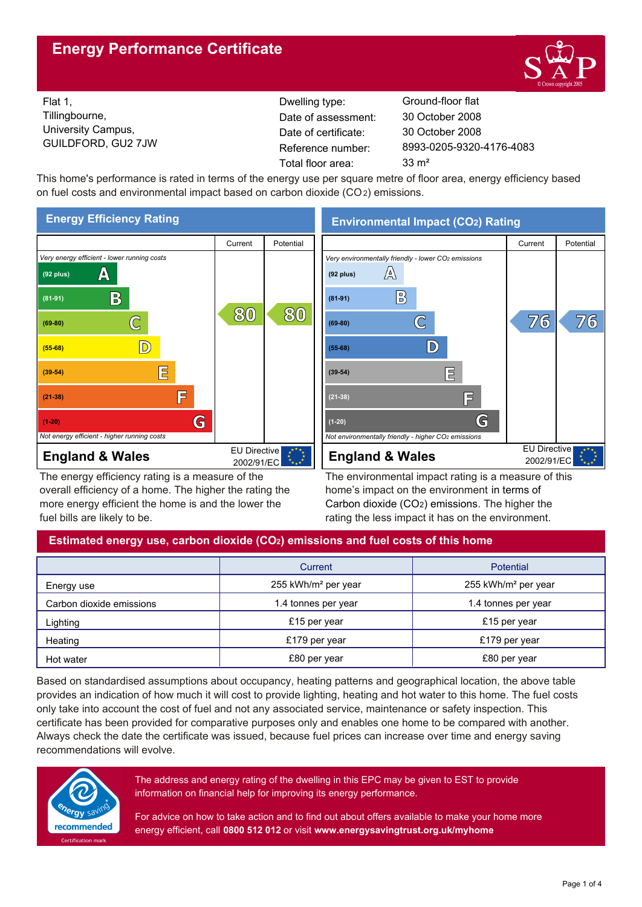# Energy Performance Certificate

Flat 1,
Tillingbourne,
University Campus,
GUILDFORD, GU2 7JW

| | |
|---|---|
| Dwelling type: | Ground-floor flat |
| Date of assessment: | 30 October 2008 |
| Date of certificate: | 30 October 2008 |
| Reference number: | 8993-0205-9320-4176-4083 |
| Total floor area: | 33 m² |

This home's performance is rated in terms of the energy use per square metre of floor area, energy efficiency based on fuel costs and environmental impact based on carbon dioxide ($CO_2$) emissions.

## Energy Efficiency Rating

| | Current | Potential |
|---|---|---|
| *Very energy efficient - lower running costs* | | |
| (92 plus) A | | |
| (81-91) B | | |
| (69-80) C | 80 | 80 |
| (55-68) D | | |
| (39-54) E | | |
| (21-38) F | | |
| (1-20) G | | |
| *Not energy efficient - higher running costs* | | |

**England & Wales** EU Directive 2002/91/EC

The energy efficiency rating is a measure of the overall efficiency of a home. The higher the rating the more energy efficient the home is and the lower the fuel bills are likely to be.

## Environmental Impact ($CO_2$) Rating

| | Current | Potential |
|---|---|---|
| *Very environmentally friendly - lower $CO_2$ emissions* | | |
| (92 plus) A | | |
| (81-91) B | | |
| (69-80) C | 76 | 76 |
| (55-68) D | | |
| (39-54) E | | |
| (21-38) F | | |
| (1-20) G | | |
| *Not environmentally friendly - higher $CO_2$ emissions* | | |

**England & Wales** EU Directive 2002/91/EC

The environmental impact rating is a measure of this home's impact on the environment in terms of Carbon dioxide ($CO_2$) emissions. The higher the rating the less impact it has on the environment.

## Estimated energy use, carbon dioxide ($CO_2$) emissions and fuel costs of this home

| | Current | Potential |
|---|---|---|
| Energy use | 255 kWh/m² per year | 255 kWh/m² per year |
| Carbon dioxide emissions | 1.4 tonnes per year | 1.4 tonnes per year |
| Lighting | £15 per year | £15 per year |
| Heating | £179 per year | £179 per year |
| Hot water | £80 per year | £80 per year |

Based on standardised assumptions about occupancy, heating patterns and geographical location, the above table provides an indication of how much it will cost to provide lighting, heating and hot water to this home. The fuel costs only take into account the cost of fuel and not any associated service, maintenance or safety inspection. This certificate has been provided for comparative purposes only and enables one home to be compared with another. Always check the date the certificate was issued, because fuel prices can increase over time and energy saving recommendations will evolve.

The address and energy rating of the dwelling in this EPC may be given to EST to provide information on financial help for improving its energy performance.

For advice on how to take action and to find out about offers available to make your home more energy efficient, call **0800 512 012** or visit **www.energysavingtrust.org.uk/myhome**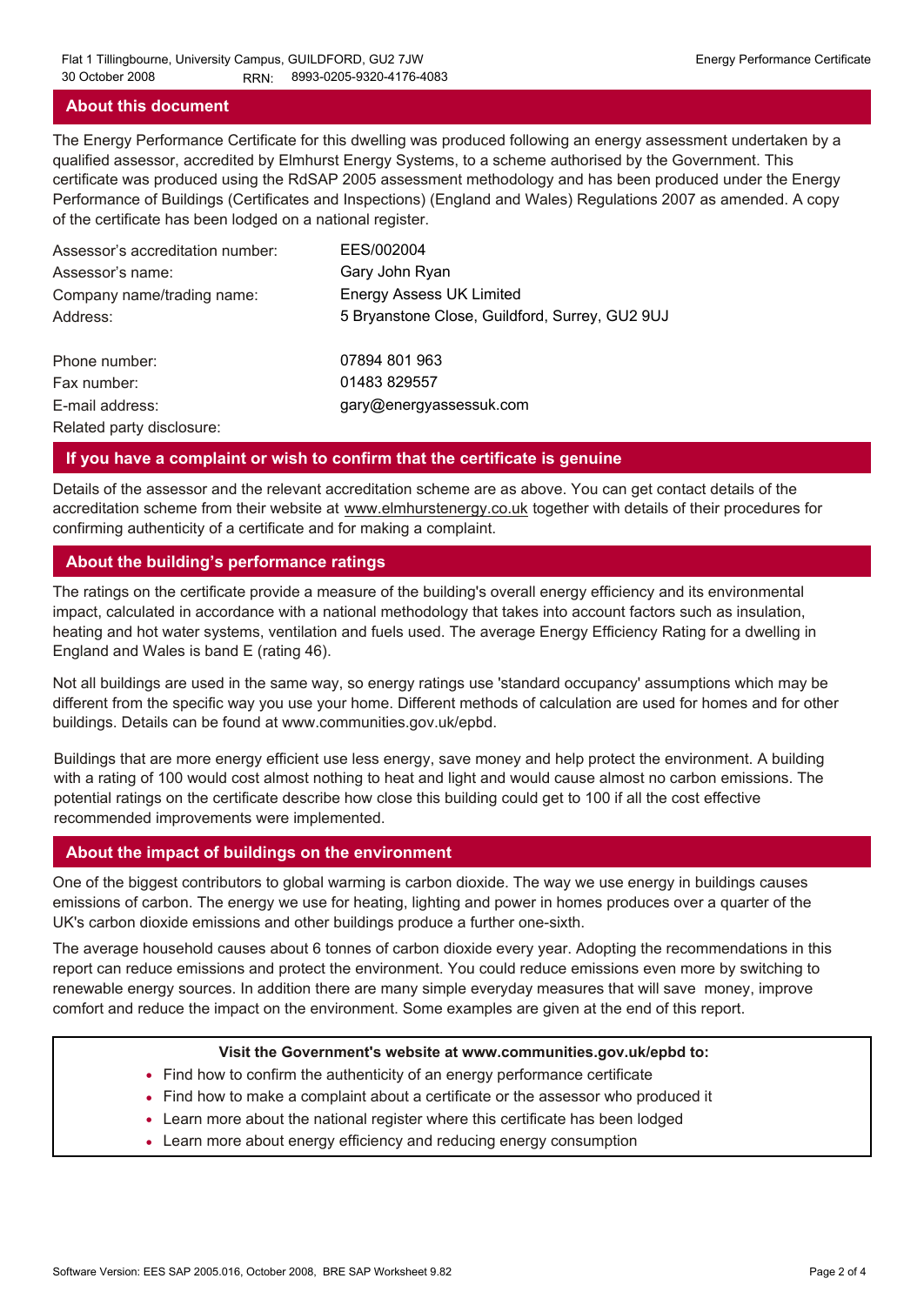## About this document

The Energy Performance Certificate for this dwelling was produced following an energy assessment undertaken by a qualified assessor, accredited by Elmhurst Energy Systems, to a scheme authorised by the Government. This certificate was produced using the RdSAP 2005 assessment methodology and has been produced under the Energy Performance of Buildings (Certificates and Inspections) (England and Wales) Regulations 2007 as amended. A copy of the certificate has been lodged on a national register.

| | |
|---|---|
| Assessor's accreditation number: | EES/002004 |
| Assessor's name: | Gary John Ryan |
| Company name/trading name: | Energy Assess UK Limited |
| Address: | 5 Bryanstone Close, Guildford, Surrey, GU2 9UJ |
| Phone number: | 07894 801 963 |
| Fax number: | 01483 829557 |
| E-mail address: | gary@energyassessuk.com |
| Related party disclosure: | |

## If you have a complaint or wish to confirm that the certificate is genuine

Details of the assessor and the relevant accreditation scheme are as above. You can get contact details of the accreditation scheme from their website at www.elmhurstenergy.co.uk together with details of their procedures for confirming authenticity of a certificate and for making a complaint.

## About the building's performance ratings

The ratings on the certificate provide a measure of the building's overall energy efficiency and its environmental impact, calculated in accordance with a national methodology that takes into account factors such as insulation, heating and hot water systems, ventilation and fuels used. The average Energy Efficiency Rating for a dwelling in England and Wales is band E (rating 46).

Not all buildings are used in the same way, so energy ratings use 'standard occupancy' assumptions which may be different from the specific way you use your home. Different methods of calculation are used for homes and for other buildings. Details can be found at www.communities.gov.uk/epbd.

Buildings that are more energy efficient use less energy, save money and help protect the environment. A building with a rating of 100 would cost almost nothing to heat and light and would cause almost no carbon emissions. The potential ratings on the certificate describe how close this building could get to 100 if all the cost effective recommended improvements were implemented.

## About the impact of buildings on the environment

One of the biggest contributors to global warming is carbon dioxide. The way we use energy in buildings causes emissions of carbon. The energy we use for heating, lighting and power in homes produces over a quarter of the UK's carbon dioxide emissions and other buildings produce a further one-sixth.

The average household causes about 6 tonnes of carbon dioxide every year. Adopting the recommendations in this report can reduce emissions and protect the environment. You could reduce emissions even more by switching to renewable energy sources. In addition there are many simple everyday measures that will save money, improve comfort and reduce the impact on the environment. Some examples are given at the end of this report.

**Visit the Government's website at www.communities.gov.uk/epbd to:**

- Find how to confirm the authenticity of an energy performance certificate
- Find how to make a complaint about a certificate or the assessor who produced it
- Learn more about the national register where this certificate has been lodged
- Learn more about energy efficiency and reducing energy consumption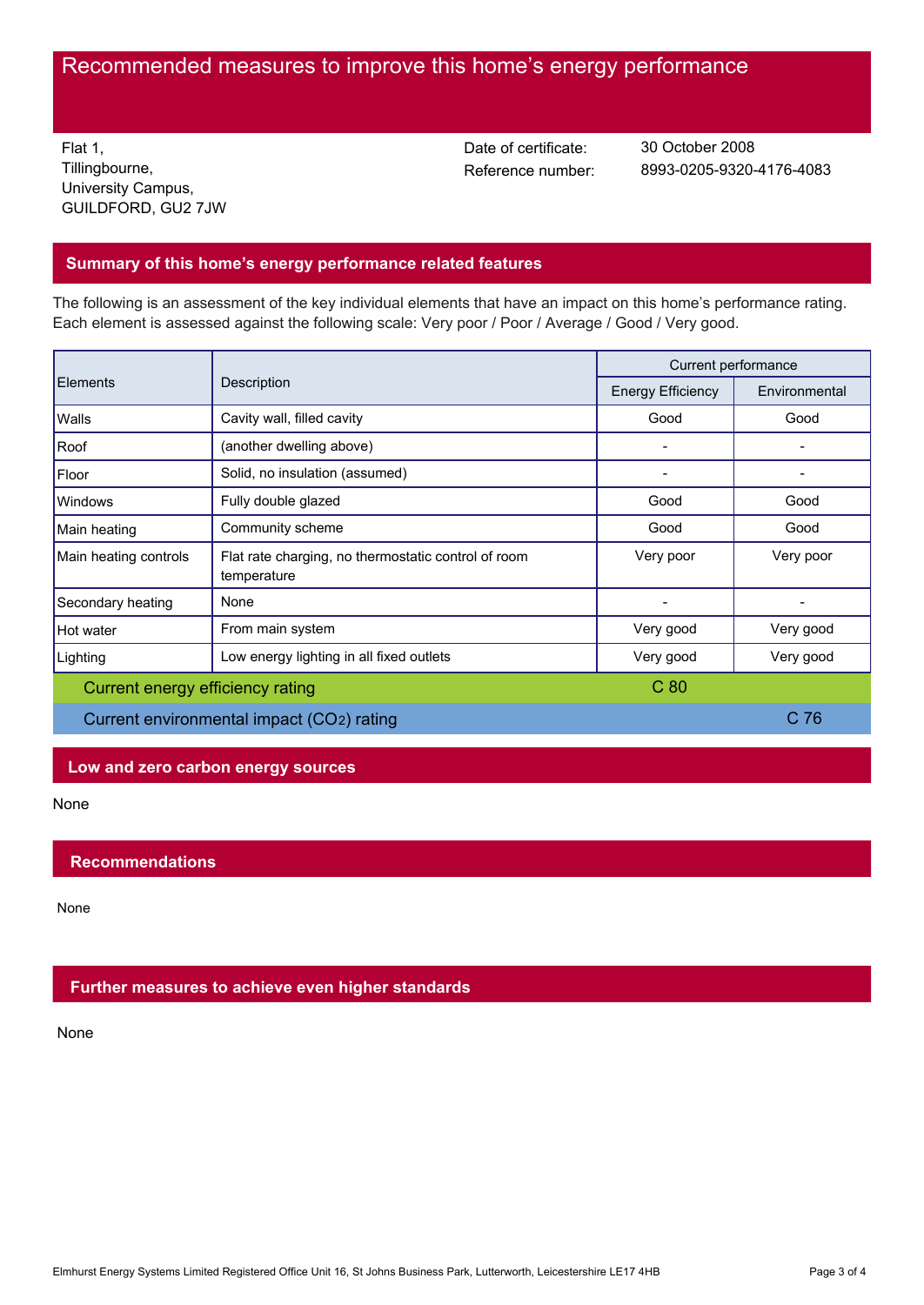# Recommended measures to improve this home's energy performance

Flat 1,
Tillingbourne,
University Campus,
GUILDFORD, GU2 7JW

Date of certificate: 30 October 2008
Reference number: 8993-0205-9320-4176-4083

## Summary of this home's energy performance related features

The following is an assessment of the key individual elements that have an impact on this home's performance rating. Each element is assessed against the following scale: Very poor / Poor / Average / Good / Very good.

| Elements | Description | Current performance | |
|---|---|---|---|
| | | Energy Efficiency | Environmental |
| Walls | Cavity wall, filled cavity | Good | Good |
| Roof | (another dwelling above) | - | - |
| Floor | Solid, no insulation (assumed) | - | - |
| Windows | Fully double glazed | Good | Good |
| Main heating | Community scheme | Good | Good |
| Main heating controls | Flat rate charging, no thermostatic control of room temperature | Very poor | Very poor |
| Secondary heating | None | - | - |
| Hot water | From main system | Very good | Very good |
| Lighting | Low energy lighting in all fixed outlets | Very good | Very good |
| Current energy efficiency rating | | C 80 | |
| Current environmental impact ($CO_2$) rating | | | C 76 |

## Low and zero carbon energy sources

None

## Recommendations

None

## Further measures to achieve even higher standards

None

Elmhurst Energy Systems Limited Registered Office Unit 16, St Johns Business Park, Lutterworth, Leicestershire LE17 4HB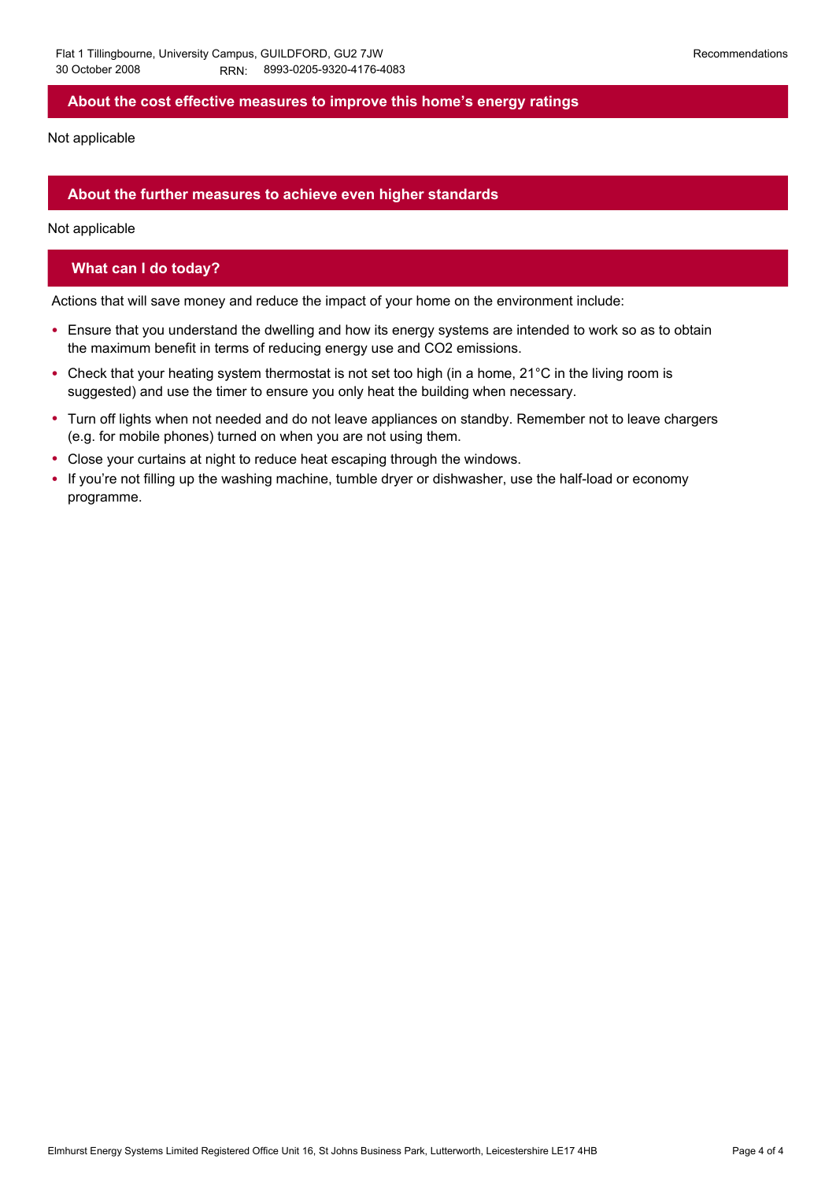## About the cost effective measures to improve this home's energy ratings

Not applicable

## About the further measures to achieve even higher standards

Not applicable

## What can I do today?

Actions that will save money and reduce the impact of your home on the environment include:

- Ensure that you understand the dwelling and how its energy systems are intended to work so as to obtain the maximum benefit in terms of reducing energy use and $CO_2$ emissions.
- Check that your heating system thermostat is not set too high (in a home, 21°C in the living room is suggested) and use the timer to ensure you only heat the building when necessary.
- Turn off lights when not needed and do not leave appliances on standby. Remember not to leave chargers (e.g. for mobile phones) turned on when you are not using them.
- Close your curtains at night to reduce heat escaping through the windows.
- If you're not filling up the washing machine, tumble dryer or dishwasher, use the half-load or economy programme.